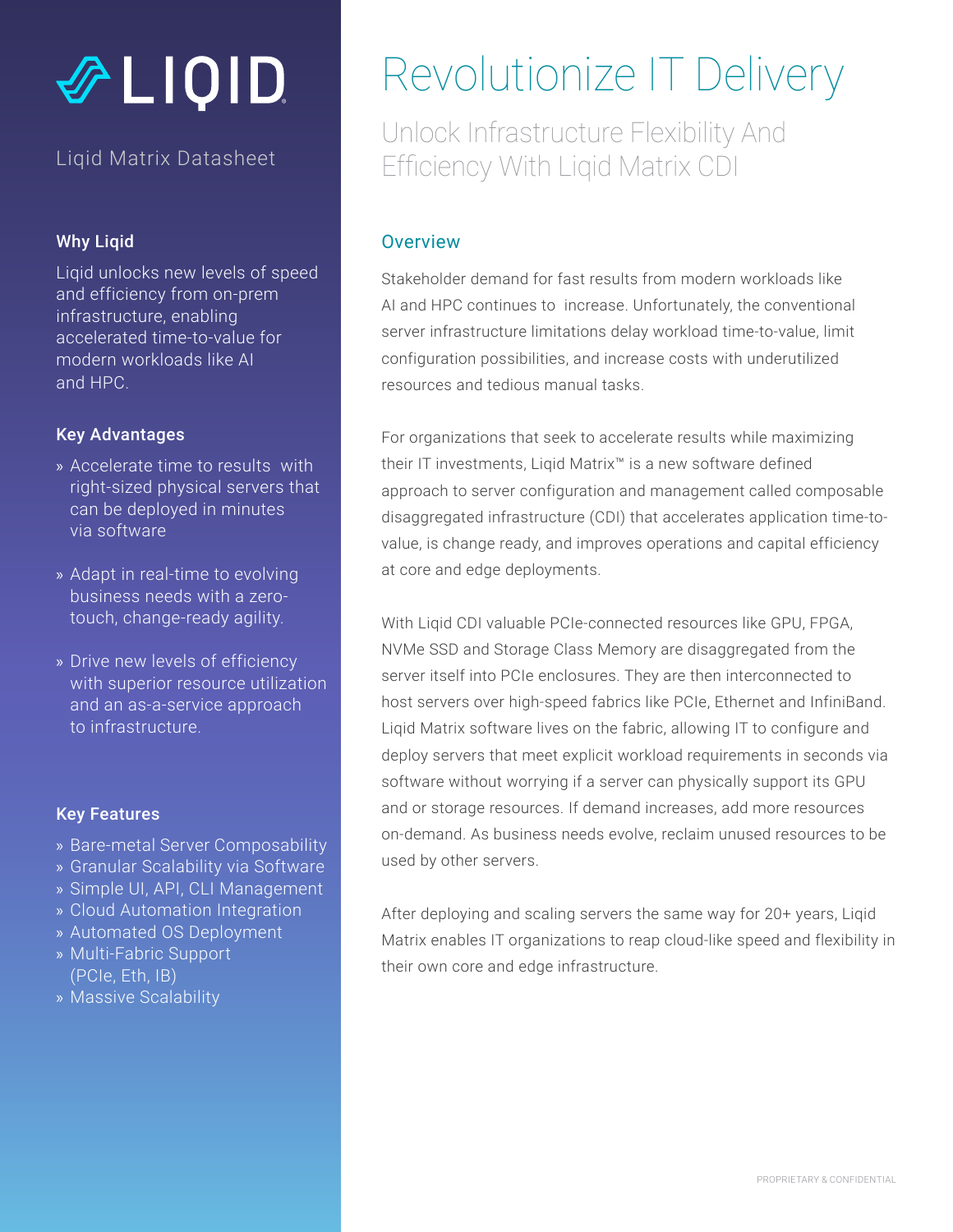# LIQID

Liqid Matrix Datasheet

### Why Liqid

Liqid unlocks new levels of speed and efficiency from on-prem infrastructure, enabling accelerated time-to-value for modern workloads like AI and HPC.

### Key Advantages

» Accelerate time to results with right-sized physical servers that can be deployed in minutes via software

» Adapt in real-time to evolving business needs with a zero-touch, change-ready agility.

» Drive new levels of efficiency with superior resource utilization and an as-a-service approach to infrastructure.

### Key Features

» Bare-metal Server Composability
» Granular Scalability via Software
» Simple UI, API, CLI Management
» Cloud Automation Integration
» Automated OS Deployment
» Multi-Fabric Support (PCIe, Eth, IB)
» Massive Scalability

# Revolutionize IT Delivery

## Unlock Infrastructure Flexibility And Efficiency With Liqid Matrix CDI

### Overview

Stakeholder demand for fast results from modern workloads like AI and HPC continues to increase. Unfortunately, the conventional server infrastructure limitations delay workload time-to-value, limit configuration possibilities, and increase costs with underutilized resources and tedious manual tasks.

For organizations that seek to accelerate results while maximizing their IT investments, Liqid Matrix™ is a new software defined approach to server configuration and management called composable disaggregated infrastructure (CDI) that accelerates application time-to-value, is change ready, and improves operations and capital efficiency at core and edge deployments.

With Liqid CDI valuable PCIe-connected resources like GPU, FPGA, NVMe SSD and Storage Class Memory are disaggregated from the server itself into PCIe enclosures. They are then interconnected to host servers over high-speed fabrics like PCIe, Ethernet and InfiniBand. Liqid Matrix software lives on the fabric, allowing IT to configure and deploy servers that meet explicit workload requirements in seconds via software without worrying if a server can physically support its GPU and or storage resources. If demand increases, add more resources on-demand. As business needs evolve, reclaim unused resources to be used by other servers.

After deploying and scaling servers the same way for 20+ years, Liqid Matrix enables IT organizations to reap cloud-like speed and flexibility in their own core and edge infrastructure.

PROPRIETARY & CONFIDENTIAL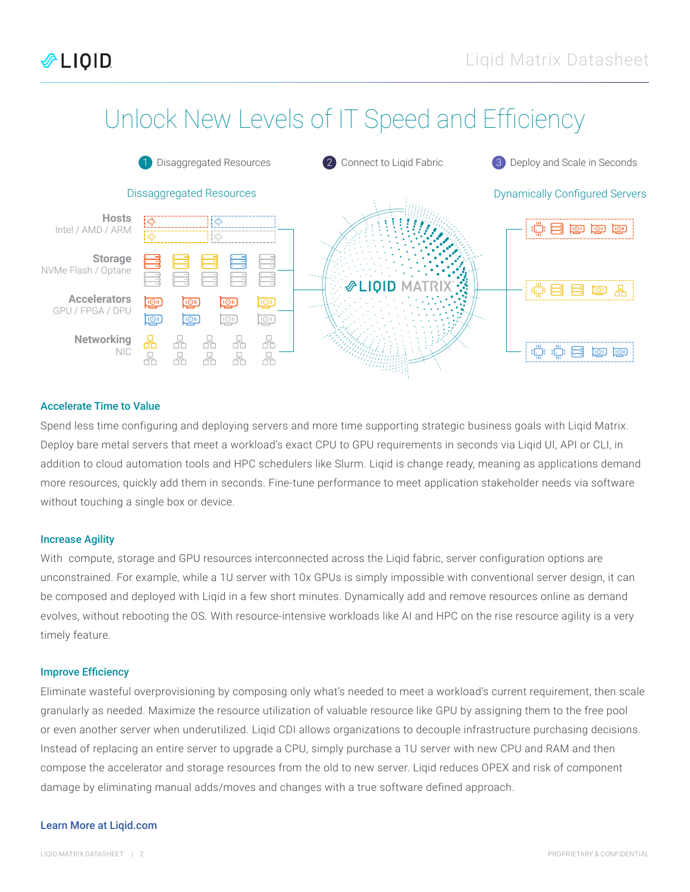# Unlock New Levels of IT Speed and Efficiency

1. Disaggregated Resources
2. Connect to Liqid Fabric
3. Deploy and Scale in Seconds

Dissaggregated Resources

**Hosts**
Intel / AMD / ARM

**Storage**
NVMe Flash / Optane

**Accelerators**
GPU / FPGA / DPU

**Networking**
NIC

LIQID MATRIX

Dynamically Configured Servers

### Accelerate Time to Value

Spend less time configuring and deploying servers and more time supporting strategic business goals with Liqid Matrix. Deploy bare metal servers that meet a workload's exact CPU to GPU requirements in seconds via Liqid UI, API or CLI, in addition to cloud automation tools and HPC schedulers like Slurm. Liqid is change ready, meaning as applications demand more resources, quickly add them in seconds. Fine-tune performance to meet application stakeholder needs via software without touching a single box or device.

### Increase Agility

With compute, storage and GPU resources interconnected across the Liqid fabric, server configuration options are unconstrained. For example, while a 1U server with 10x GPUs is simply impossible with conventional server design, it can be composed and deployed with Liqid in a few short minutes. Dynamically add and remove resources online as demand evolves, without rebooting the OS. With resource-intensive workloads like AI and HPC on the rise resource agility is a very timely feature.

### Improve Efficiency

Eliminate wasteful overprovisioning by composing only what's needed to meet a workload's current requirement, then scale granularly as needed. Maximize the resource utilization of valuable resource like GPU by assigning them to the free pool or even another server when underutilized. Liqid CDI allows organizations to decouple infrastructure purchasing decisions. Instead of replacing an entire server to upgrade a CPU, simply purchase a 1U server with new CPU and RAM and then compose the accelerator and storage resources from the old to new server. Liqid reduces OPEX and risk of component damage by eliminating manual adds/moves and changes with a true software defined approach.

**Learn More at Liqid.com**